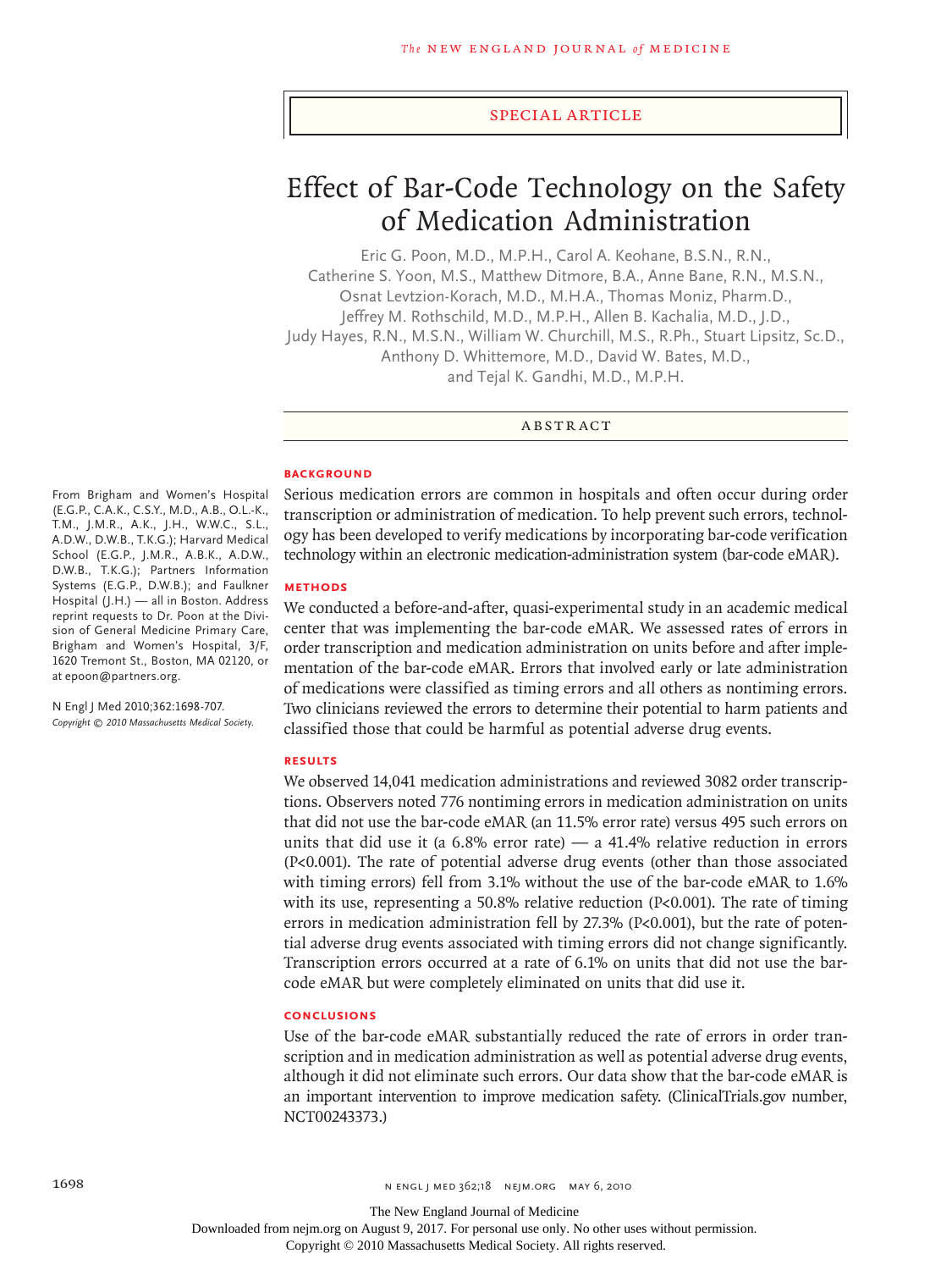SPECIAL ARTICLE

# Effect of Bar-Code Technology on the Safety of Medication Administration

Eric G. Poon, M.D., M.P.H., Carol A. Keohane, B.S.N., R.N., Catherine S. Yoon, M.S., Matthew Ditmore, B.A., Anne Bane, R.N., M.S.N., Osnat Levtzion-Korach, M.D., M.H.A., Thomas Moniz, Pharm.D., Jeffrey M. Rothschild, M.D., M.P.H., Allen B. Kachalia, M.D., J.D., Judy Hayes, R.N., M.S.N., William W. Churchill, M.S., R.Ph., Stuart Lipsitz, Sc.D., Anthony D. Whittemore, M.D., David W. Bates, M.D., and Tejal K. Gandhi, M.D., M.P.H.

## ABSTRACT

### BACKGROUND

Serious medication errors are common in hospitals and often occur during order transcription or administration of medication. To help prevent such errors, technology has been developed to verify medications by incorporating bar-code verification technology within an electronic medication-administration system (bar-code eMAR).

### METHODS

We conducted a before-and-after, quasi-experimental study in an academic medical center that was implementing the bar-code eMAR. We assessed rates of errors in order transcription and medication administration on units before and after implementation of the bar-code eMAR. Errors that involved early or late administration of medications were classified as timing errors and all others as nontiming errors. Two clinicians reviewed the errors to determine their potential to harm patients and classified those that could be harmful as potential adverse drug events.

### RESULTS

We observed 14,041 medication administrations and reviewed 3082 order transcriptions. Observers noted 776 nontiming errors in medication administration on units that did not use the bar-code eMAR (an 11.5% error rate) versus 495 such errors on units that did use it (a 6.8% error rate) — a 41.4% relative reduction in errors (P<0.001). The rate of potential adverse drug events (other than those associated with timing errors) fell from 3.1% without the use of the bar-code eMAR to 1.6% with its use, representing a 50.8% relative reduction (P<0.001). The rate of timing errors in medication administration fell by 27.3% (P<0.001), but the rate of potential adverse drug events associated with timing errors did not change significantly. Transcription errors occurred at a rate of 6.1% on units that did not use the bar-code eMAR but were completely eliminated on units that did use it.

### CONCLUSIONS

Use of the bar-code eMAR substantially reduced the rate of errors in order transcription and in medication administration as well as potential adverse drug events, although it did not eliminate such errors. Our data show that the bar-code eMAR is an important intervention to improve medication safety. (ClinicalTrials.gov number, NCT00243373.)

From Brigham and Women's Hospital (E.G.P., C.A.K., C.S.Y., M.D., A.B., O.L.-K., T.M., J.M.R., A.K., J.H., W.W.C., S.L., A.D.W., D.W.B., T.K.G.); Harvard Medical School (E.G.P., J.M.R., A.B.K., A.D.W., D.W.B., T.K.G.); Partners Information Systems (E.G.P., D.W.B.); and Faulkner Hospital (J.H.) — all in Boston. Address reprint requests to Dr. Poon at the Division of General Medicine Primary Care, Brigham and Women's Hospital, 3/F, 1620 Tremont St., Boston, MA 02120, or at epoon@partners.org.

N Engl J Med 2010;362:1698-707.
*Copyright © 2010 Massachusetts Medical Society.*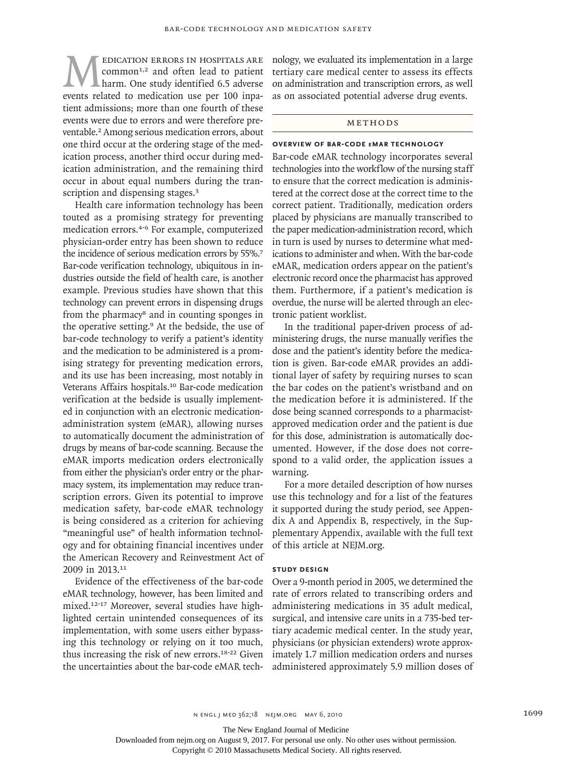Medication errors in hospitals are common[1,2] and often lead to patient harm. One study identified 6.5 adverse events related to medication use per 100 inpatient admissions; more than one fourth of these events were due to errors and were therefore preventable.[2] Among serious medication errors, about one third occur at the ordering stage of the medication process, another third occur during medication administration, and the remaining third occur in about equal numbers during the transcription and dispensing stages.[3]

Health care information technology has been touted as a promising strategy for preventing medication errors.[4-6] For example, computerized physician-order entry has been shown to reduce the incidence of serious medication errors by 55%.[7] Bar-code verification technology, ubiquitous in industries outside the field of health care, is another example. Previous studies have shown that this technology can prevent errors in dispensing drugs from the pharmacy[8] and in counting sponges in the operative setting.[9] At the bedside, the use of bar-code technology to verify a patient's identity and the medication to be administered is a promising strategy for preventing medication errors, and its use has been increasing, most notably in Veterans Affairs hospitals.[10] Bar-code medication verification at the bedside is usually implemented in conjunction with an electronic medication-administration system (eMAR), allowing nurses to automatically document the administration of drugs by means of bar-code scanning. Because the eMAR imports medication orders electronically from either the physician's order entry or the pharmacy system, its implementation may reduce transcription errors. Given its potential to improve medication safety, bar-code eMAR technology is being considered as a criterion for achieving "meaningful use" of health information technology and for obtaining financial incentives under the American Recovery and Reinvestment Act of 2009 in 2013.[11]

Evidence of the effectiveness of the bar-code eMAR technology, however, has been limited and mixed.[12-17] Moreover, several studies have highlighted certain unintended consequences of its implementation, with some users either bypassing this technology or relying on it too much, thus increasing the risk of new errors.[18-22] Given the uncertainties about the bar-code eMAR technology, we evaluated its implementation in a large tertiary care medical center to assess its effects on administration and transcription errors, as well as on associated potential adverse drug events.

## Methods

### Overview of Bar-Code eMAR Technology

Bar-code eMAR technology incorporates several technologies into the workflow of the nursing staff to ensure that the correct medication is administered at the correct dose at the correct time to the correct patient. Traditionally, medication orders placed by physicians are manually transcribed to the paper medication-administration record, which in turn is used by nurses to determine what medications to administer and when. With the bar-code eMAR, medication orders appear on the patient's electronic record once the pharmacist has approved them. Furthermore, if a patient's medication is overdue, the nurse will be alerted through an electronic patient worklist.

In the traditional paper-driven process of administering drugs, the nurse manually verifies the dose and the patient's identity before the medication is given. Bar-code eMAR provides an additional layer of safety by requiring nurses to scan the bar codes on the patient's wristband and on the medication before it is administered. If the dose being scanned corresponds to a pharmacist-approved medication order and the patient is due for this dose, administration is automatically documented. However, if the dose does not correspond to a valid order, the application issues a warning.

For a more detailed description of how nurses use this technology and for a list of the features it supported during the study period, see Appendix A and Appendix B, respectively, in the Supplementary Appendix, available with the full text of this article at NEJM.org.

### Study Design

Over a 9-month period in 2005, we determined the rate of errors related to transcribing orders and administering medications in 35 adult medical, surgical, and intensive care units in a 735-bed tertiary academic medical center. In the study year, physicians (or physician extenders) wrote approximately 1.7 million medication orders and nurses administered approximately 5.9 million doses of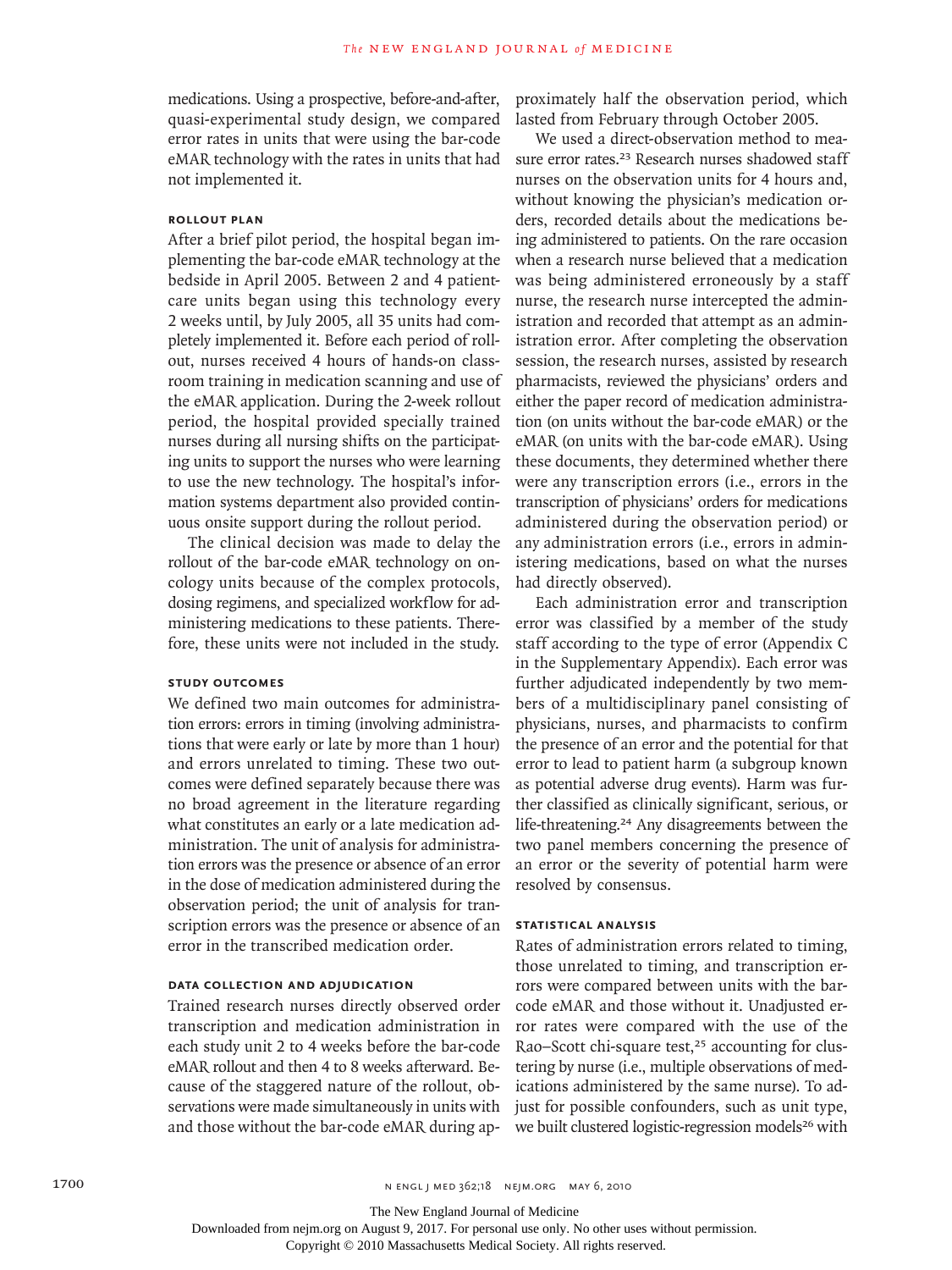medications. Using a prospective, before-and-after, quasi-experimental study design, we compared error rates in units that were using the bar-code eMAR technology with the rates in units that had not implemented it.

### Rollout Plan

After a brief pilot period, the hospital began implementing the bar-code eMAR technology at the bedside in April 2005. Between 2 and 4 patient-care units began using this technology every 2 weeks until, by July 2005, all 35 units had completely implemented it. Before each period of rollout, nurses received 4 hours of hands-on classroom training in medication scanning and use of the eMAR application. During the 2-week rollout period, the hospital provided specially trained nurses during all nursing shifts on the participating units to support the nurses who were learning to use the new technology. The hospital's information systems department also provided continuous onsite support during the rollout period.

The clinical decision was made to delay the rollout of the bar-code eMAR technology on oncology units because of the complex protocols, dosing regimens, and specialized workflow for administering medications to these patients. Therefore, these units were not included in the study.

### Study Outcomes

We defined two main outcomes for administration errors: errors in timing (involving administrations that were early or late by more than 1 hour) and errors unrelated to timing. These two outcomes were defined separately because there was no broad agreement in the literature regarding what constitutes an early or a late medication administration. The unit of analysis for administration errors was the presence or absence of an error in the dose of medication administered during the observation period; the unit of analysis for transcription errors was the presence or absence of an error in the transcribed medication order.

### Data Collection and Adjudication

Trained research nurses directly observed order transcription and medication administration in each study unit 2 to 4 weeks before the bar-code eMAR rollout and then 4 to 8 weeks afterward. Because of the staggered nature of the rollout, observations were made simultaneously in units with and those without the bar-code eMAR during approximately half the observation period, which lasted from February through October 2005.

We used a direct-observation method to measure error rates.[23] Research nurses shadowed staff nurses on the observation units for 4 hours and, without knowing the physician's medication orders, recorded details about the medications being administered to patients. On the rare occasion when a research nurse believed that a medication was being administered erroneously by a staff nurse, the research nurse intercepted the administration and recorded that attempt as an administration error. After completing the observation session, the research nurses, assisted by research pharmacists, reviewed the physicians' orders and either the paper record of medication administration (on units without the bar-code eMAR) or the eMAR (on units with the bar-code eMAR). Using these documents, they determined whether there were any transcription errors (i.e., errors in the transcription of physicians' orders for medications administered during the observation period) or any administration errors (i.e., errors in administering medications, based on what the nurses had directly observed).

Each administration error and transcription error was classified by a member of the study staff according to the type of error (Appendix C in the Supplementary Appendix). Each error was further adjudicated independently by two members of a multidisciplinary panel consisting of physicians, nurses, and pharmacists to confirm the presence of an error and the potential for that error to lead to patient harm (a subgroup known as potential adverse drug events). Harm was further classified as clinically significant, serious, or life-threatening.[24] Any disagreements between the two panel members concerning the presence of an error or the severity of potential harm were resolved by consensus.

### Statistical Analysis

Rates of administration errors related to timing, those unrelated to timing, and transcription errors were compared between units with the bar-code eMAR and those without it. Unadjusted error rates were compared with the use of the Rao–Scott chi-square test,[25] accounting for clustering by nurse (i.e., multiple observations of medications administered by the same nurse). To adjust for possible confounders, such as unit type, we built clustered logistic-regression models[26] with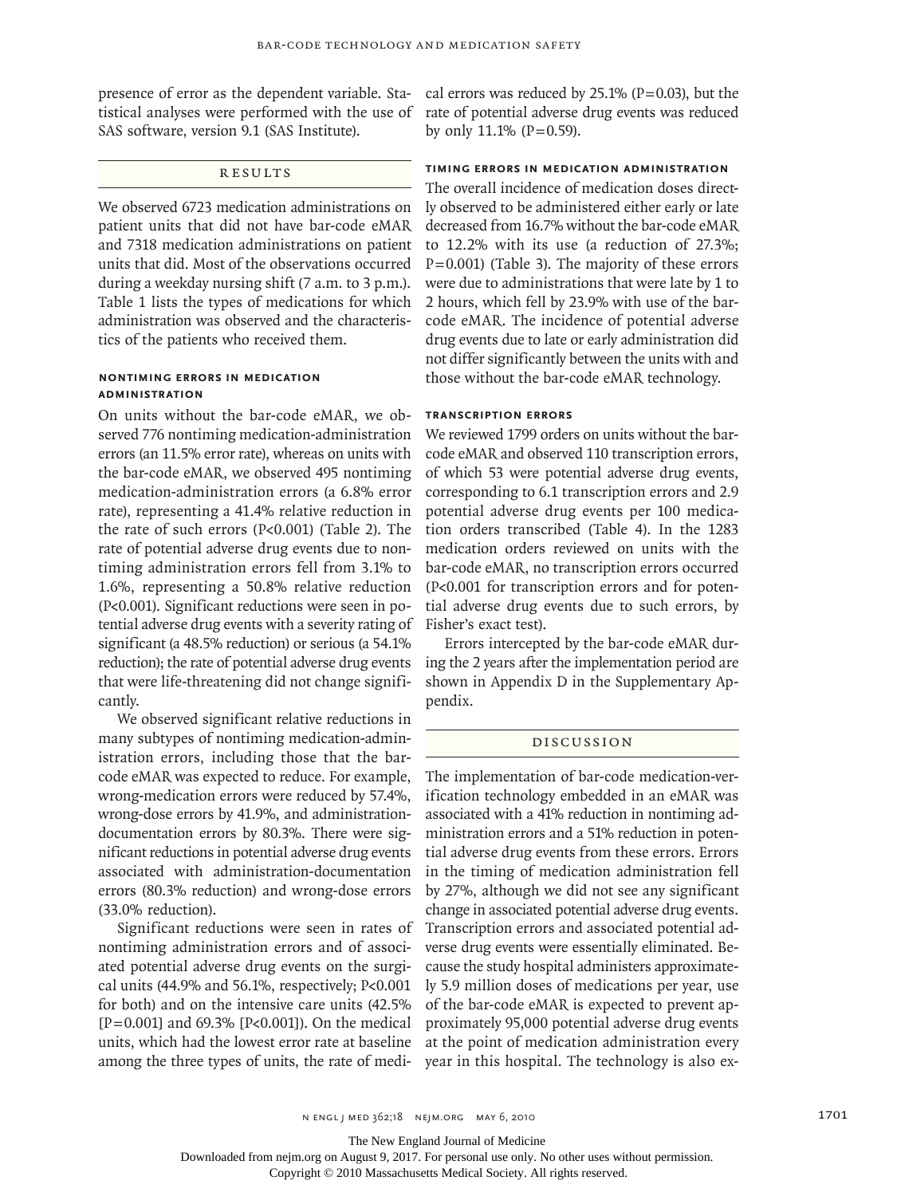presence of error as the dependent variable. Statistical analyses were performed with the use of SAS software, version 9.1 (SAS Institute).

## Results

We observed 6723 medication administrations on patient units that did not have bar-code eMAR and 7318 medication administrations on patient units that did. Most of the observations occurred during a weekday nursing shift (7 a.m. to 3 p.m.). Table 1 lists the types of medications for which administration was observed and the characteristics of the patients who received them.

### Nontiming Errors in Medication Administration

On units without the bar-code eMAR, we observed 776 nontiming medication-administration errors (an 11.5% error rate), whereas on units with the bar-code eMAR, we observed 495 nontiming medication-administration errors (a 6.8% error rate), representing a 41.4% relative reduction in the rate of such errors ($P<0.001$) (Table 2). The rate of potential adverse drug events due to nontiming administration errors fell from 3.1% to 1.6%, representing a 50.8% relative reduction ($P<0.001$). Significant reductions were seen in potential adverse drug events with a severity rating of significant (a 48.5% reduction) or serious (a 54.1% reduction); the rate of potential adverse drug events that were life-threatening did not change significantly.

We observed significant relative reductions in many subtypes of nontiming medication-administration errors, including those that the bar-code eMAR was expected to reduce. For example, wrong-medication errors were reduced by 57.4%, wrong-dose errors by 41.9%, and administration-documentation errors by 80.3%. There were significant reductions in potential adverse drug events associated with administration-documentation errors (80.3% reduction) and wrong-dose errors (33.0% reduction).

Significant reductions were seen in rates of nontiming administration errors and of associated potential adverse drug events on the surgical units (44.9% and 56.1%, respectively; $P<0.001$ for both) and on the intensive care units (42.5% [$P=0.001$] and 69.3% [$P<0.001$]). On the medical units, which had the lowest error rate at baseline among the three types of units, the rate of medical errors was reduced by 25.1% ($P=0.03$), but the rate of potential adverse drug events was reduced by only 11.1% ($P=0.59$).

### Timing Errors in Medication Administration

The overall incidence of medication doses directly observed to be administered either early or late decreased from 16.7% without the bar-code eMAR to 12.2% with its use (a reduction of 27.3%; $P=0.001$) (Table 3). The majority of these errors were due to administrations that were late by 1 to 2 hours, which fell by 23.9% with use of the bar-code eMAR. The incidence of potential adverse drug events due to late or early administration did not differ significantly between the units with and those without the bar-code eMAR technology.

### Transcription Errors

We reviewed 1799 orders on units without the bar-code eMAR and observed 110 transcription errors, of which 53 were potential adverse drug events, corresponding to 6.1 transcription errors and 2.9 potential adverse drug events per 100 medication orders transcribed (Table 4). In the 1283 medication orders reviewed on units with the bar-code eMAR, no transcription errors occurred ($P<0.001$ for transcription errors and for potential adverse drug events due to such errors, by Fisher's exact test).

Errors intercepted by the bar-code eMAR during the 2 years after the implementation period are shown in Appendix D in the Supplementary Appendix.

## Discussion

The implementation of bar-code medication-verification technology embedded in an eMAR was associated with a 41% reduction in nontiming administration errors and a 51% reduction in potential adverse drug events from these errors. Errors in the timing of medication administration fell by 27%, although we did not see any significant change in associated potential adverse drug events. Transcription errors and associated potential adverse drug events were essentially eliminated. Because the study hospital administers approximately 5.9 million doses of medications per year, use of the bar-code eMAR is expected to prevent approximately 95,000 potential adverse drug events at the point of medication administration every year in this hospital. The technology is also ex-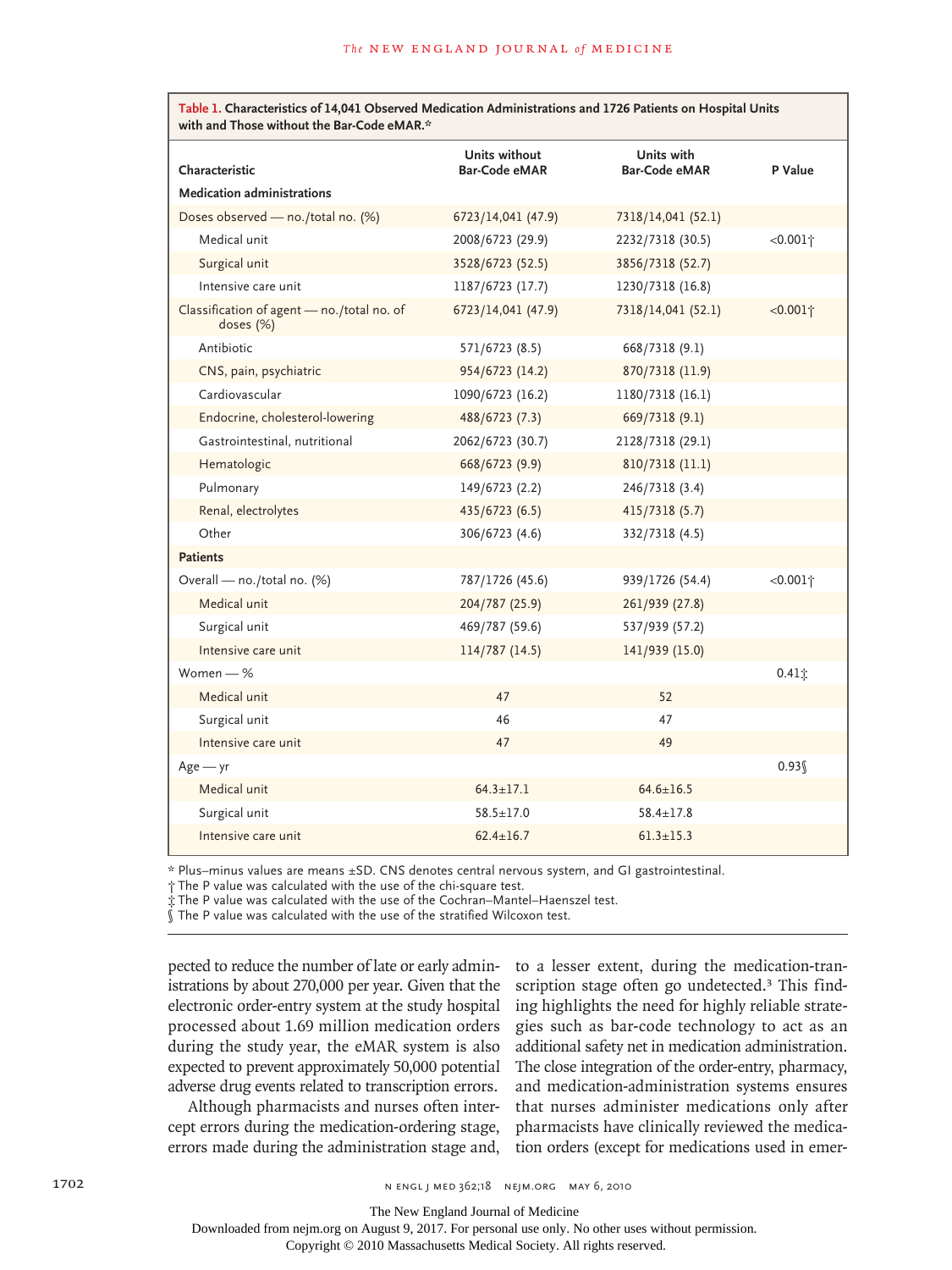**Table 1. Characteristics of 14,041 Observed Medication Administrations and 1726 Patients on Hospital Units with and Those without the Bar-Code eMAR.***

| Characteristic | Units without Bar-Code eMAR | Units with Bar-Code eMAR | P Value |
|---|---|---|---|
| **Medication administrations** | | | |
| Doses observed — no./total no. (%) | 6723/14,041 (47.9) | 7318/14,041 (52.1) | |
| Medical unit | 2008/6723 (29.9) | 2232/7318 (30.5) | <0.001† |
| Surgical unit | 3528/6723 (52.5) | 3856/7318 (52.7) | |
| Intensive care unit | 1187/6723 (17.7) | 1230/7318 (16.8) | |
| Classification of agent — no./total no. of doses (%) | 6723/14,041 (47.9) | 7318/14,041 (52.1) | <0.001† |
| Antibiotic | 571/6723 (8.5) | 668/7318 (9.1) | |
| CNS, pain, psychiatric | 954/6723 (14.2) | 870/7318 (11.9) | |
| Cardiovascular | 1090/6723 (16.2) | 1180/7318 (16.1) | |
| Endocrine, cholesterol-lowering | 488/6723 (7.3) | 669/7318 (9.1) | |
| Gastrointestinal, nutritional | 2062/6723 (30.7) | 2128/7318 (29.1) | |
| Hematologic | 668/6723 (9.9) | 810/7318 (11.1) | |
| Pulmonary | 149/6723 (2.2) | 246/7318 (3.4) | |
| Renal, electrolytes | 435/6723 (6.5) | 415/7318 (5.7) | |
| Other | 306/6723 (4.6) | 332/7318 (4.5) | |
| **Patients** | | | |
| Overall — no./total no. (%) | 787/1726 (45.6) | 939/1726 (54.4) | <0.001† |
| Medical unit | 204/787 (25.9) | 261/939 (27.8) | |
| Surgical unit | 469/787 (59.6) | 537/939 (57.2) | |
| Intensive care unit | 114/787 (14.5) | 141/939 (15.0) | |
| Women — % | | | 0.41‡ |
| Medical unit | 47 | 52 | |
| Surgical unit | 46 | 47 | |
| Intensive care unit | 47 | 49 | |
| Age — yr | | | 0.93§ |
| Medical unit | 64.3±17.1 | 64.6±16.5 | |
| Surgical unit | 58.5±17.0 | 58.4±17.8 | |
| Intensive care unit | 62.4±16.7 | 61.3±15.3 | |

\* Plus–minus values are means ±SD. CNS denotes central nervous system, and GI gastrointestinal.
† The P value was calculated with the use of the chi-square test.
‡ The P value was calculated with the use of the Cochran–Mantel–Haenszel test.
§ The P value was calculated with the use of the stratified Wilcoxon test.

pected to reduce the number of late or early administrations by about 270,000 per year. Given that the electronic order-entry system at the study hospital processed about 1.69 million medication orders during the study year, the eMAR system is also expected to prevent approximately 50,000 potential adverse drug events related to transcription errors.

Although pharmacists and nurses often intercept errors during the medication-ordering stage, errors made during the administration stage and, to a lesser extent, during the medication-transcription stage often go undetected.[3] This finding highlights the need for highly reliable strategies such as bar-code technology to act as an additional safety net in medication administration. The close integration of the order-entry, pharmacy, and medication-administration systems ensures that nurses administer medications only after pharmacists have clinically reviewed the medication orders (except for medications used in emer-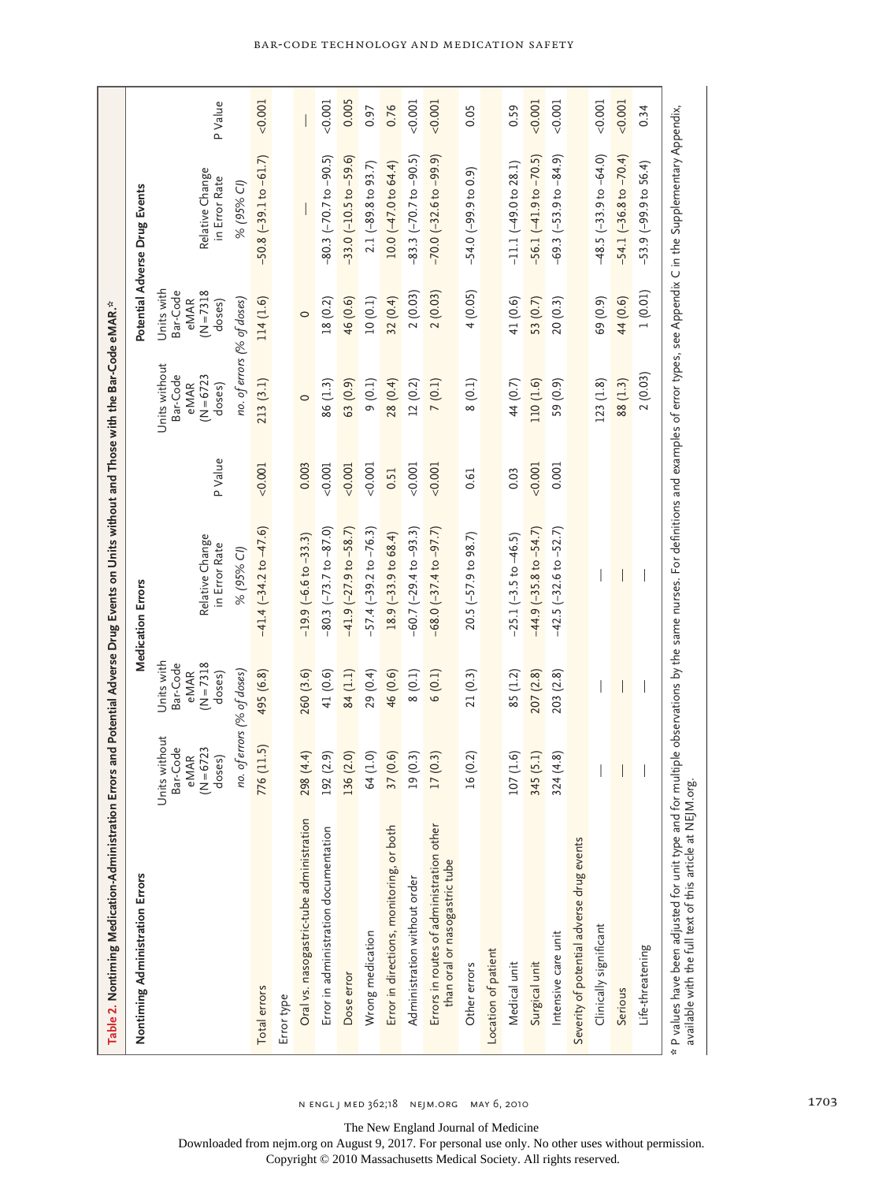**Table 2.** Nontiming Medication-Administration Errors and Potential Adverse Drug Events on Units without and Those with the Bar-Code eMAR.*

| Nontiming Administration Errors | Medication Errors | | | | Potential Adverse Drug Events | | | |
|---|---|---|---|---|---|---|---|---|
| | Units without Bar-Code eMAR (N=6723 doses) | Units with Bar-Code eMAR (N=7318 doses) | Relative Change in Error Rate | P Value | Units without Bar-Code eMAR (N=6723 doses) | Units with Bar-Code eMAR (N=7318 doses) | Relative Change in Error Rate | P Value |
| | *no. of errors (% of doses)* | | *% (95% CI)* | | *no. of errors (% of doses)* | | *% (95% CI)* | |
| Total errors | 776 (11.5) | 495 (6.8) | −41.4 (−34.2 to −47.6) | <0.001 | 213 (3.1) | 114 (1.6) | −50.8 (−39.1 to −61.7) | <0.001 |
| Error type | | | | | | | | |
| Oral vs. nasogastric-tube administration | 298 (4.4) | 260 (3.6) | −19.9 (−6.6 to −33.3) | 0.003 | 0 | 0 | — | — |
| Error in administration documentation | 192 (2.9) | 41 (0.6) | −80.3 (−73.7 to −87.0) | <0.001 | 86 (1.3) | 18 (0.2) | −80.3 (−70.7 to −90.5) | <0.001 |
| Dose error | 136 (2.0) | 84 (1.1) | −41.9 (−27.9 to −58.7) | <0.001 | 63 (0.9) | 46 (0.6) | −33.0 (−10.5 to −59.6) | 0.005 |
| Wrong medication | 64 (1.0) | 29 (0.4) | −57.4 (−39.2 to −76.3) | <0.001 | 9 (0.1) | 10 (0.1) | 2.1 (−89.8 to 93.7) | 0.97 |
| Error in directions, monitoring, or both | 37 (0.6) | 46 (0.6) | 18.9 (−33.9 to 68.4) | 0.51 | 28 (0.4) | 32 (0.4) | 10.0 (−47.0 to 64.4) | 0.76 |
| Administration without order | 19 (0.3) | 8 (0.1) | −60.7 (−29.4 to −93.3) | <0.001 | 12 (0.2) | 2 (0.03) | −83.3 (−70.7 to −90.5) | <0.001 |
| Errors in routes of administration other than oral or nasogastric tube | 17 (0.3) | 6 (0.1) | −68.0 (−37.4 to −97.7) | <0.001 | 7 (0.1) | 2 (0.03) | −70.0 (−32.6 to −99.9) | <0.001 |
| Other errors | 16 (0.2) | 21 (0.3) | 20.5 (−57.9 to 98.7) | 0.61 | 8 (0.1) | 4 (0.05) | −54.0 (−99.9 to 0.9) | 0.05 |
| Location of patient | | | | | | | | |
| Medical unit | 107 (1.6) | 85 (1.2) | −25.1 (−3.5 to −46.5) | 0.03 | 44 (0.7) | 41 (0.6) | −11.1 (−49.0 to 28.1) | 0.59 |
| Surgical unit | 345 (5.1) | 207 (2.8) | −44.9 (−35.8 to −54.7) | <0.001 | 110 (1.6) | 53 (0.7) | −56.1 (−41.9 to −70.5) | <0.001 |
| Intensive care unit | 324 (4.8) | 203 (2.8) | −42.5 (−32.6 to −52.7) | 0.001 | 59 (0.9) | 20 (0.3) | −69.3 (−53.9 to −84.9) | <0.001 |
| Severity of potential adverse drug events | | | | | | | | |
| Clinically significant | — | — | — | | 123 (1.8) | 69 (0.9) | −48.5 (−33.9 to −64.0) | <0.001 |
| Serious | — | — | — | | 88 (1.3) | 44 (0.6) | −54.1 (−36.8 to −70.4) | <0.001 |
| Life-threatening | — | — | — | | 2 (0.03) | 1 (0.01) | −53.9 (−99.9 to 56.4) | 0.34 |

\* P values have been adjusted for unit type and for multiple observations by the same nurses. For definitions and examples of error types, see Appendix C in the Supplementary Appendix, available with the full text of this article at NEJM.org.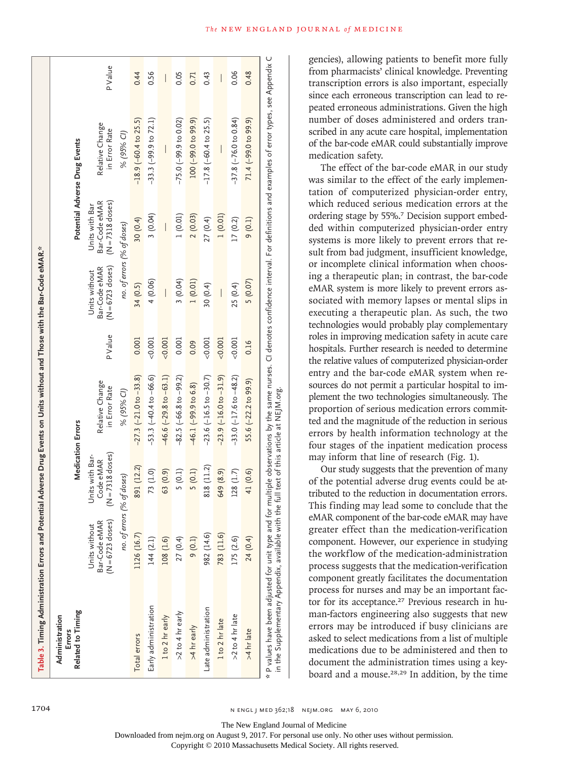**Table 3. Timing Administration Errors and Potential Adverse Drug Events on Units without and Those with the Bar-Code eMAR.***

| Administration Errors Related to Timing | Medication Errors | | | | Potential Adverse Drug Events | | | |
|---|---|---|---|---|---|---|---|---|
| | Units without Bar-Code eMAR (N=6723 doses) | Units with Bar-Code eMAR (N=7318 doses) | Relative Change in Error Rate | P Value | Units without Bar-Code eMAR (N=6723 doses) | Units with Bar-Code eMAR (N=7318 doses) | Relative Change in Error Rate | P Value |
| | *no. of errors (% of doses)* | | *% (95% CI)* | | *no. of errors (% of doses)* | | *% (95% CI)* | |
| Total errors | 1126 (16.7) | 891 (12.2) | −27.3 (−21.0 to −33.8) | 0.001 | 34 (0.5) | 30 (0.4) | −18.9 (−60.4 to 25.5) | 0.44 |
| Early administration | 144 (2.1) | 73 (1.0) | −53.3 (−40.4 to −66.6) | <0.001 | 4 (0.06) | 3 (0.04) | −33.3 (−99.9 to 72.1) | 0.56 |
| 1 to 2 hr early | 108 (1.6) | 63 (0.9) | −46.6 (−29.8 to −63.1) | <0.001 | — | — | — | — |
| >2 to 4 hr early | 27 (0.4) | 5 (0.1) | −82.5 (−66.8 to −99.2) | 0.001 | 3 (0.04) | 1 (0.01) | −75.0 (−99.9 to 0.02) | 0.05 |
| >4 hr early | 9 (0.1) | 5 (0.1) | −46.1 (−99.9 to 6.8) | 0.09 | 1 (0.01) | 2 (0.03) | 100 (−99.0 to 99.9) | 0.71 |
| Late administration | 982 (14.6) | 818 (11.2) | −23.6 (−16.5 to −30.7) | <0.001 | 30 (0.4) | 27 (0.4) | −17.8 (−60.4 to 25.5) | 0.43 |
| 1 to 2 hr late | 783 (11.6) | 649 (8.9) | −23.9 (−16.0 to −31.9) | <0.001 | — | 1 (0.01) | — | — |
| >2 to 4 hr late | 175 (2.6) | 128 (1.7) | −33.0 (−17.6 to −48.2) | <0.001 | 25 (0.4) | 17 (0.2) | −37.8 (−76.0 to 0.84) | 0.06 |
| >4 hr late | 24 (0.4) | 41 (0.6) | 55.6 (−22.2 to 99.9) | 0.16 | 5 (0.07) | 9 (0.1) | 71.4 (−99.0 to 99.9) | 0.48 |

\* P values have been adjusted for unit type and for multiple observations by the same nurses. CI denotes confidence interval. For definitions and examples of error types, see Appendix C in the Supplementary Appendix, available with the full text of this article at NEJM.org.

gencies), allowing patients to benefit more fully from pharmacists' clinical knowledge. Preventing transcription errors is also important, especially since each erroneous transcription can lead to repeated erroneous administrations. Given the high number of doses administered and orders transcribed in any acute care hospital, implementation of the bar-code eMAR could substantially improve medication safety.

The effect of the bar-code eMAR in our study was similar to the effect of the early implementation of computerized physician-order entry, which reduced serious medication errors at the ordering stage by 55%.[7] Decision support embedded within computerized physician-order entry systems is more likely to prevent errors that result from bad judgment, insufficient knowledge, or incomplete clinical information when choosing a therapeutic plan; in contrast, the bar-code eMAR system is more likely to prevent errors associated with memory lapses or mental slips in executing a therapeutic plan. As such, the two technologies would probably play complementary roles in improving medication safety in acute care hospitals. Further research is needed to determine the relative values of computerized physician-order entry and the bar-code eMAR system when resources do not permit a particular hospital to implement the two technologies simultaneously. The proportion of serious medication errors committed and the magnitude of the reduction in serious errors by health information technology at the four stages of the inpatient medication process may inform that line of research (Fig. 1).

Our study suggests that the prevention of many of the potential adverse drug events could be attributed to the reduction in documentation errors. This finding may lead some to conclude that the eMAR component of the bar-code eMAR may have greater effect than the medication-verification component. However, our experience in studying the workflow of the medication-administration process suggests that the medication-verification component greatly facilitates the documentation process for nurses and may be an important factor for its acceptance.[27] Previous research in human-factors engineering also suggests that new errors may be introduced if busy clinicians are asked to select medications from a list of multiple medications due to be administered and then to document the administration times using a keyboard and a mouse.[28,29] In addition, by the time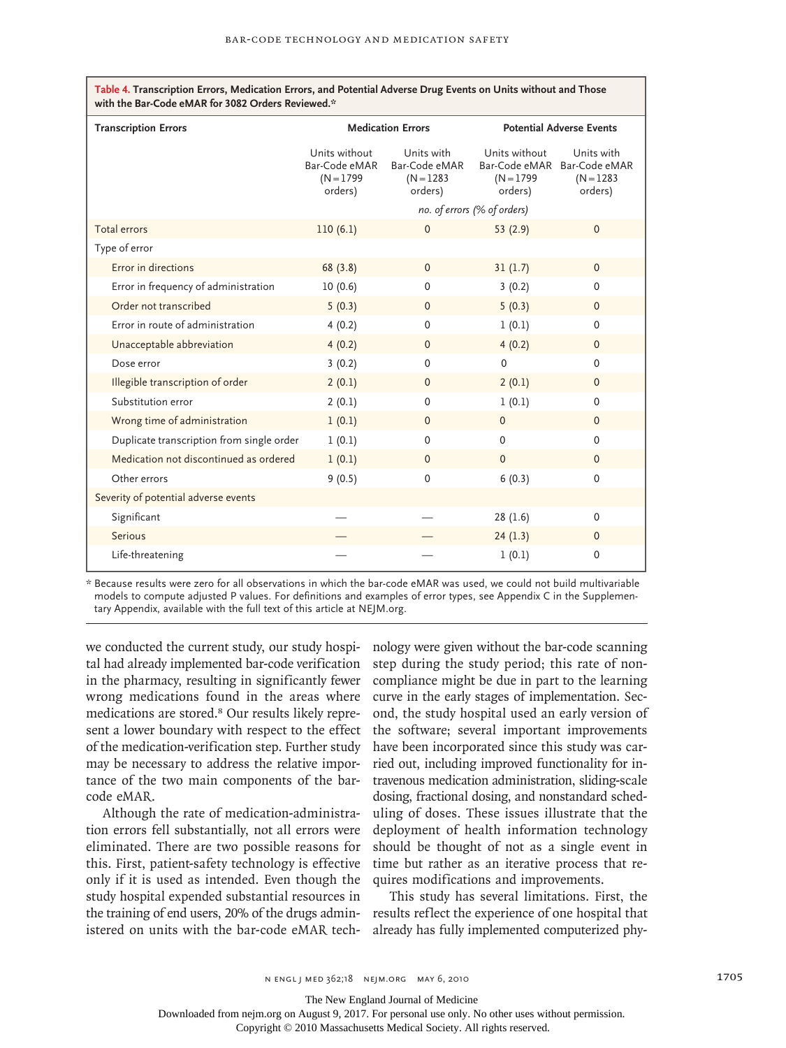**Table 4. Transcription Errors, Medication Errors, and Potential Adverse Drug Events on Units without and Those with the Bar-Code eMAR for 3082 Orders Reviewed.***

| Transcription Errors | Medication Errors | | Potential Adverse Events | |
|---|---|---|---|---|
| | Units without Bar-Code eMAR (N=1799 orders) | Units with Bar-Code eMAR (N=1283 orders) | Units without Bar-Code eMAR (N=1799 orders) | Units with Bar-Code eMAR (N=1283 orders) |
| | *no. of errors (% of orders)* | | | |
| Total errors | 110 (6.1) | 0 | 53 (2.9) | 0 |
| Type of error | | | | |
| Error in directions | 68 (3.8) | 0 | 31 (1.7) | 0 |
| Error in frequency of administration | 10 (0.6) | 0 | 3 (0.2) | 0 |
| Order not transcribed | 5 (0.3) | 0 | 5 (0.3) | 0 |
| Error in route of administration | 4 (0.2) | 0 | 1 (0.1) | 0 |
| Unacceptable abbreviation | 4 (0.2) | 0 | 4 (0.2) | 0 |
| Dose error | 3 (0.2) | 0 | 0 | 0 |
| Illegible transcription of order | 2 (0.1) | 0 | 2 (0.1) | 0 |
| Substitution error | 2 (0.1) | 0 | 1 (0.1) | 0 |
| Wrong time of administration | 1 (0.1) | 0 | 0 | 0 |
| Duplicate transcription from single order | 1 (0.1) | 0 | 0 | 0 |
| Medication not discontinued as ordered | 1 (0.1) | 0 | 0 | 0 |
| Other errors | 9 (0.5) | 0 | 6 (0.3) | 0 |
| Severity of potential adverse events | | | | |
| Significant | — | — | 28 (1.6) | 0 |
| Serious | — | — | 24 (1.3) | 0 |
| Life-threatening | — | — | 1 (0.1) | 0 |

\* Because results were zero for all observations in which the bar-code eMAR was used, we could not build multivariable models to compute adjusted P values. For definitions and examples of error types, see Appendix C in the Supplementary Appendix, available with the full text of this article at NEJM.org.

we conducted the current study, our study hospital had already implemented bar-code verification in the pharmacy, resulting in significantly fewer wrong medications found in the areas where medications are stored.[8] Our results likely represent a lower boundary with respect to the effect of the medication-verification step. Further study may be necessary to address the relative importance of the two main components of the bar-code eMAR.

Although the rate of medication-administration errors fell substantially, not all errors were eliminated. There are two possible reasons for this. First, patient-safety technology is effective only if it is used as intended. Even though the study hospital expended substantial resources in the training of end users, 20% of the drugs administered on units with the bar-code eMAR technology were given without the bar-code scanning step during the study period; this rate of noncompliance might be due in part to the learning curve in the early stages of implementation. Second, the study hospital used an early version of the software; several important improvements have been incorporated since this study was carried out, including improved functionality for intravenous medication administration, sliding-scale dosing, fractional dosing, and nonstandard scheduling of doses. These issues illustrate that the deployment of health information technology should be thought of not as a single event in time but rather as an iterative process that requires modifications and improvements.

This study has several limitations. First, the results reflect the experience of one hospital that already has fully implemented computerized phy-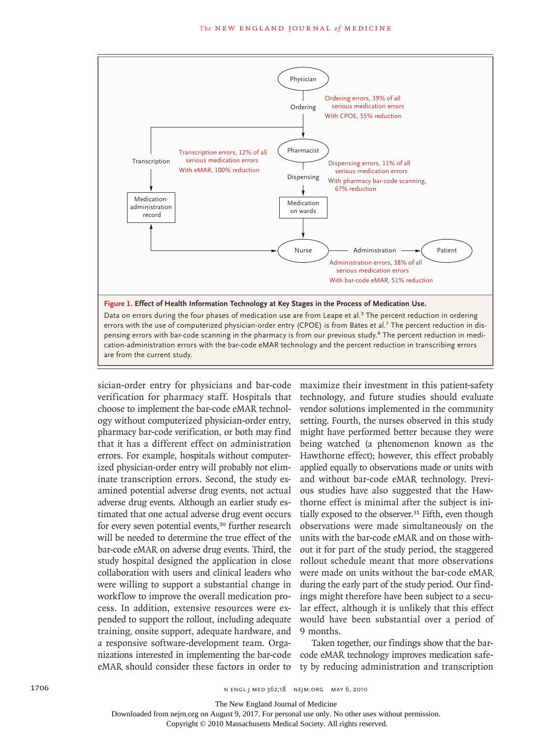**Figure 1. Effect of Health Information Technology at Key Stages in the Process of Medication Use.**

Data on errors during the four phases of medication use are from Leape et al.[3] The percent reduction in ordering errors with the use of computerized physician-order entry (CPOE) is from Bates et al.[7] The percent reduction in dispensing errors with bar-code scanning in the pharmacy is from our previous study.[8] The percent reduction in medication-administration errors with the bar-code eMAR technology and the percent reduction in transcribing errors are from the current study.

sician-order entry for physicians and bar-code verification for pharmacy staff. Hospitals that choose to implement the bar-code eMAR technology without computerized physician-order entry, pharmacy bar-code verification, or both may find that it has a different effect on administration errors. For example, hospitals without computerized physician-order entry will probably not eliminate transcription errors. Second, the study examined potential adverse drug events, not actual adverse drug events. Although an earlier study estimated that one actual adverse drug event occurs for every seven potential events,[30] further research will be needed to determine the true effect of the bar-code eMAR on adverse drug events. Third, the study hospital designed the application in close collaboration with users and clinical leaders who were willing to support a substantial change in workflow to improve the overall medication process. In addition, extensive resources were expended to support the rollout, including adequate training, onsite support, adequate hardware, and a responsive software-development team. Organizations interested in implementing the bar-code eMAR should consider these factors in order to maximize their investment in this patient-safety technology, and future studies should evaluate vendor solutions implemented in the community setting. Fourth, the nurses observed in this study might have performed better because they were being watched (a phenomenon known as the Hawthorne effect); however, this effect probably applied equally to observations made or units with and without bar-code eMAR technology. Previous studies have also suggested that the Hawthorne effect is minimal after the subject is initially exposed to the observer.[31] Fifth, even though observations were made simultaneously on the units with the bar-code eMAR and on those without it for part of the study period, the staggered rollout schedule meant that more observations were made on units without the bar-code eMAR during the early part of the study period. Our findings might therefore have been subject to a secular effect, although it is unlikely that this effect would have been substantial over a period of 9 months.

Taken together, our findings show that the bar-code eMAR technology improves medication safety by reducing administration and transcription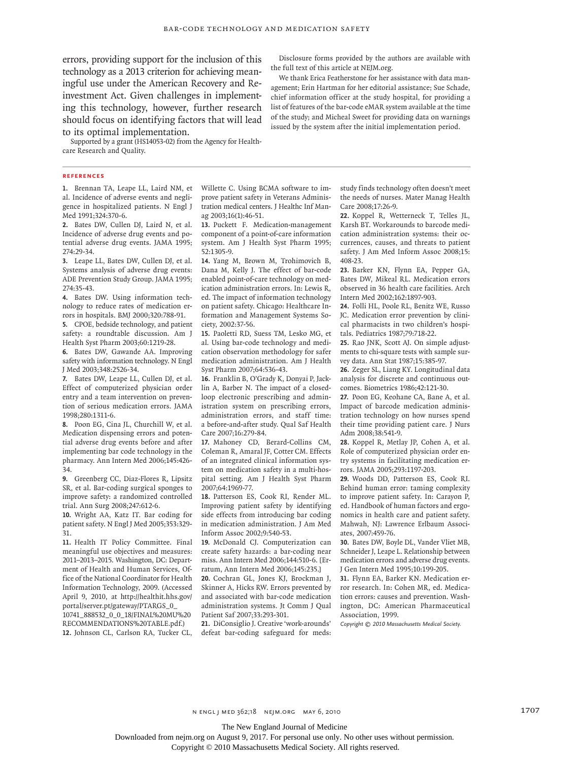errors, providing support for the inclusion of this technology as a 2013 criterion for achieving meaningful use under the American Recovery and Reinvestment Act. Given challenges in implementing this technology, however, further research should focus on identifying factors that will lead to its optimal implementation.

Supported by a grant (HS14053-02) from the Agency for Healthcare Research and Quality.

Disclosure forms provided by the authors are available with the full text of this article at NEJM.org.

We thank Erica Featherstone for her assistance with data management; Erin Hartman for her editorial assistance; Sue Schade, chief information officer at the study hospital, for providing a list of features of the bar-code eMAR system available at the time of the study; and Micheal Sweet for providing data on warnings issued by the system after the initial implementation period.

## References

1. Brennan TA, Leape LL, Laird NM, et al. Incidence of adverse events and negligence in hospitalized patients. N Engl J Med 1991;324:370-6.
2. Bates DW, Cullen DJ, Laird N, et al. Incidence of adverse drug events and potential adverse drug events. JAMA 1995;274:29-34.
3. Leape LL, Bates DW, Cullen DJ, et al. Systems analysis of adverse drug events: ADE Prevention Study Group. JAMA 1995;274:35-43.
4. Bates DW. Using information technology to reduce rates of medication errors in hospitals. BMJ 2000;320:788-91.
5. CPOE, bedside technology, and patient safety: a roundtable discussion. Am J Health Syst Pharm 2003;60:1219-28.
6. Bates DW, Gawande AA. Improving safety with information technology. N Engl J Med 2003;348:2526-34.
7. Bates DW, Leape LL, Cullen DJ, et al. Effect of computerized physician order entry and a team intervention on prevention of serious medication errors. JAMA 1998;280:1311-6.
8. Poon EG, Cina JL, Churchill W, et al. Medication dispensing errors and potential adverse drug events before and after implementing bar code technology in the pharmacy. Ann Intern Med 2006;145:426-34.
9. Greenberg CC, Diaz-Flores R, Lipsitz SR, et al. Bar-coding surgical sponges to improve safety: a randomized controlled trial. Ann Surg 2008;247:612-6.
10. Wright AA, Katz IT. Bar coding for patient safety. N Engl J Med 2005;353:329-31.
11. Health IT Policy Committee. Final meaningful use objectives and measures: 2011–2013–2015. Washington, DC: Department of Health and Human Services, Office of the National Coordinator for Health Information Technology, 2009. (Accessed April 9, 2010, at http://healthit.hhs.gov/portal/server.pt/gateway/PTARGS_0_10741_888532_0_0_18/FINAL%20MU%20RECOMMENDATIONS%20TABLE.pdf.)
12. Johnson CL, Carlson RA, Tucker CL, Willette C. Using BCMA software to improve patient safety in Veterans Administration medical centers. J Healthc Inf Manag 2003;16(1):46-51.
13. Puckett F. Medication-management component of a point-of-care information system. Am J Health Syst Pharm 1995;52:1305-9.
14. Yang M, Brown M, Trohimovich B, Dana M, Kelly J. The effect of bar-code enabled point-of-care technology on medication administration errors. In: Lewis R, ed. The impact of information technology on patient safety. Chicago: Healthcare Information and Management Systems Society, 2002:37-56.
15. Paoletti RD, Suess TM, Lesko MG, et al. Using bar-code technology and medication observation methodology for safer medication administration. Am J Health Syst Pharm 2007;64:536-43.
16. Franklin B, O'Grady K, Donyai P, Jacklin A, Barber N. The impact of a closed-loop electronic prescribing and administration system on prescribing errors, administration errors, and staff time: a before-and-after study. Qual Saf Health Care 2007;16:279-84.
17. Mahoney CD, Berard-Collins CM, Coleman R, Amaral JF, Cotter CM. Effects of an integrated clinical information system on medication safety in a multi-hospital setting. Am J Health Syst Pharm 2007;64:1969-77.
18. Patterson ES, Cook RI, Render ML. Improving patient safety by identifying side effects from introducing bar coding in medication administration. J Am Med Inform Assoc 2002;9:540-53.
19. McDonald CJ. Computerization can create safety hazards: a bar-coding near miss. Ann Intern Med 2006;144:510-6. [Erratum, Ann Intern Med 2006;145:235.]
20. Cochran GL, Jones KJ, Brockman J, Skinner A, Hicks RW. Errors prevented by and associated with bar-code medication administration systems. Jt Comm J Qual Patient Saf 2007;33:293-301.
21. DiConsiglio J. Creative 'work-arounds' defeat bar-coding safeguard for meds: study finds technology often doesn't meet the needs of nurses. Mater Manag Health Care 2008;17:26-9.
22. Koppel R, Wetterneck T, Telles JL, Karsh BT. Workarounds to barcode medication administration systems: their occurrences, causes, and threats to patient safety. J Am Med Inform Assoc 2008;15:408-23.
23. Barker KN, Flynn EA, Pepper GA, Bates DW, Mikeal RL. Medication errors observed in 36 health care facilities. Arch Intern Med 2002;162:1897-903.
24. Folli HL, Poole RL, Benitz WE, Russo JC. Medication error prevention by clinical pharmacists in two children's hospitals. Pediatrics 1987;79:718-22.
25. Rao JNK, Scott AJ. On simple adjustments to chi-square tests with sample survey data. Ann Stat 1987;15:385-97.
26. Zeger SL, Liang KY. Longitudinal data analysis for discrete and continuous outcomes. Biometrics 1986;42:121-30.
27. Poon EG, Keohane CA, Bane A, et al. Impact of barcode medication administration technology on how nurses spend their time providing patient care. J Nurs Adm 2008;38:541-9.
28. Koppel R, Metlay JP, Cohen A, et al. Role of computerized physician order entry systems in facilitating medication errors. JAMA 2005;293:1197-203.
29. Woods DD, Patterson ES, Cook RI. Behind human error: taming complexity to improve patient safety. In: Carayon P, ed. Handbook of human factors and ergonomics in health care and patient safety. Mahwah, NJ: Lawrence Erlbaum Associates, 2007:459-76.
30. Bates DW, Boyle DL, Vander Vliet MB, Schneider J, Leape L. Relationship between medication errors and adverse drug events. J Gen Intern Med 1995;10:199-205.
31. Flynn EA, Barker KN. Medication error research. In: Cohen MR, ed. Medication errors: causes and prevention. Washington, DC: American Pharmaceutical Association, 1999.

*Copyright © 2010 Massachusetts Medical Society.*